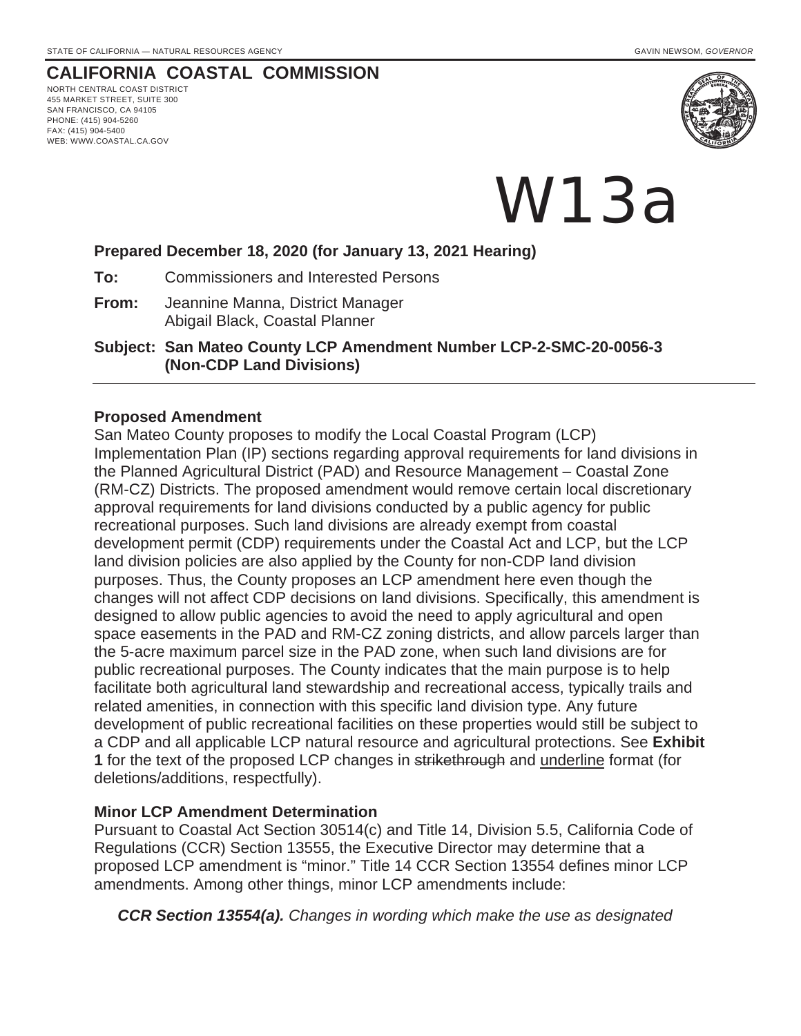STATE OF CALIFORNIA — NATURAL RESOURCES AGENCY GAVIN NEWSOM, *GOVERNOR*

# CALIFORNIA COASTAL COMMISSION

NORTH CENTRAL COAST DISTRICT
455 MARKET STREET, SUITE 300
SAN FRANCISCO, CA 94105
PHONE: (415) 904-5260
FAX: (415) 904-5400
WEB: WWW.COASTAL.CA.GOV

# W13a

**Prepared December 18, 2020 (for January 13, 2021 Hearing)**

**To:** Commissioners and Interested Persons

**From:** Jeannine Manna, District Manager
Abigail Black, Coastal Planner

**Subject: San Mateo County LCP Amendment Number LCP-2-SMC-20-0056-3 (Non-CDP Land Divisions)**

### Proposed Amendment

San Mateo County proposes to modify the Local Coastal Program (LCP) Implementation Plan (IP) sections regarding approval requirements for land divisions in the Planned Agricultural District (PAD) and Resource Management – Coastal Zone (RM-CZ) Districts. The proposed amendment would remove certain local discretionary approval requirements for land divisions conducted by a public agency for public recreational purposes. Such land divisions are already exempt from coastal development permit (CDP) requirements under the Coastal Act and LCP, but the LCP land division policies are also applied by the County for non-CDP land division purposes. Thus, the County proposes an LCP amendment here even though the changes will not affect CDP decisions on land divisions. Specifically, this amendment is designed to allow public agencies to avoid the need to apply agricultural and open space easements in the PAD and RM-CZ zoning districts, and allow parcels larger than the 5-acre maximum parcel size in the PAD zone, when such land divisions are for public recreational purposes. The County indicates that the main purpose is to help facilitate both agricultural land stewardship and recreational access, typically trails and related amenities, in connection with this specific land division type. Any future development of public recreational facilities on these properties would still be subject to a CDP and all applicable LCP natural resource and agricultural protections. See **Exhibit 1** for the text of the proposed LCP changes in ~~strikethrough~~ and <u>underline</u> format (for deletions/additions, respectfully).

### Minor LCP Amendment Determination

Pursuant to Coastal Act Section 30514(c) and Title 14, Division 5.5, California Code of Regulations (CCR) Section 13555, the Executive Director may determine that a proposed LCP amendment is "minor." Title 14 CCR Section 13554 defines minor LCP amendments. Among other things, minor LCP amendments include:

***CCR Section 13554(a).*** *Changes in wording which make the use as designated*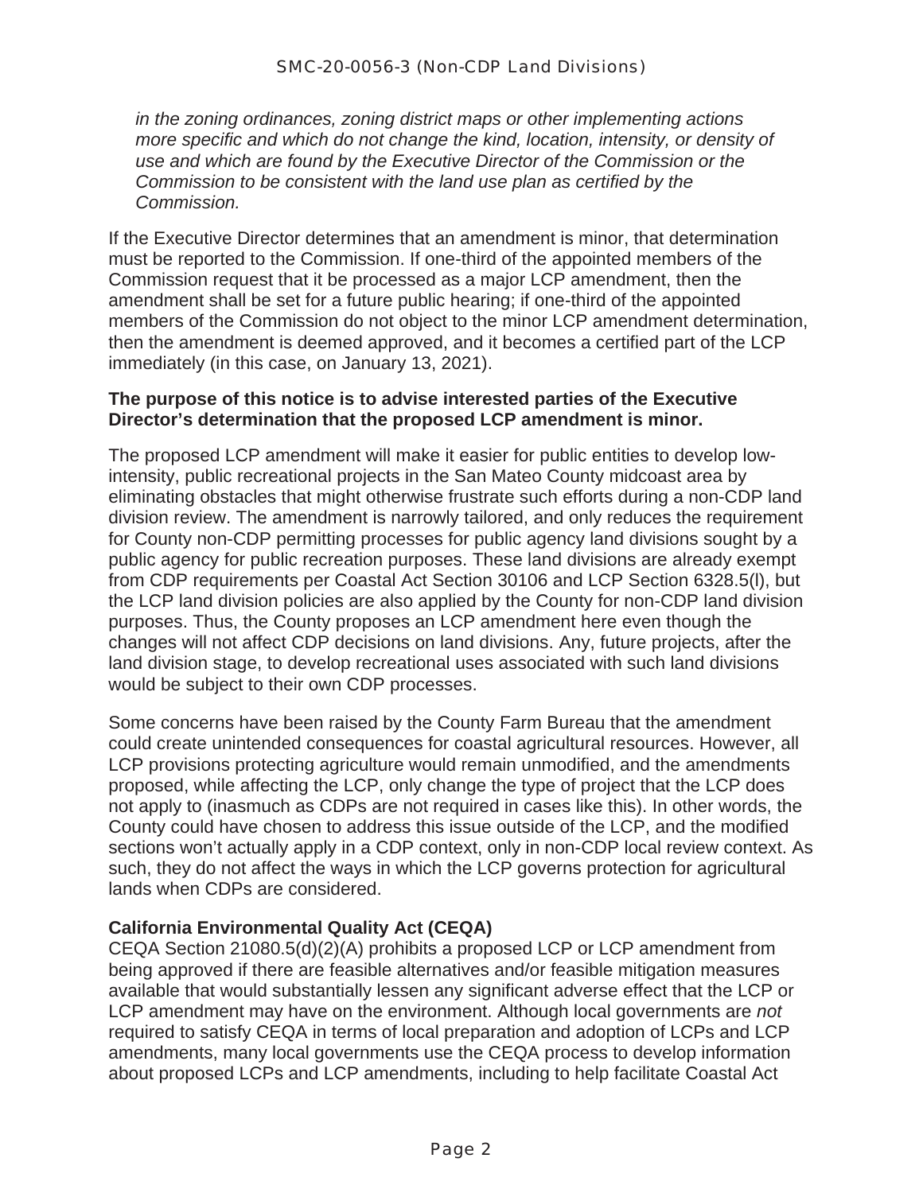*in the zoning ordinances, zoning district maps or other implementing actions more specific and which do not change the kind, location, intensity, or density of use and which are found by the Executive Director of the Commission or the Commission to be consistent with the land use plan as certified by the Commission.*

If the Executive Director determines that an amendment is minor, that determination must be reported to the Commission. If one-third of the appointed members of the Commission request that it be processed as a major LCP amendment, then the amendment shall be set for a future public hearing; if one-third of the appointed members of the Commission do not object to the minor LCP amendment determination, then the amendment is deemed approved, and it becomes a certified part of the LCP immediately (in this case, on January 13, 2021).

**The purpose of this notice is to advise interested parties of the Executive Director's determination that the proposed LCP amendment is minor.**

The proposed LCP amendment will make it easier for public entities to develop low-intensity, public recreational projects in the San Mateo County midcoast area by eliminating obstacles that might otherwise frustrate such efforts during a non-CDP land division review. The amendment is narrowly tailored, and only reduces the requirement for County non-CDP permitting processes for public agency land divisions sought by a public agency for public recreation purposes. These land divisions are already exempt from CDP requirements per Coastal Act Section 30106 and LCP Section 6328.5(l), but the LCP land division policies are also applied by the County for non-CDP land division purposes. Thus, the County proposes an LCP amendment here even though the changes will not affect CDP decisions on land divisions. Any, future projects, after the land division stage, to develop recreational uses associated with such land divisions would be subject to their own CDP processes.

Some concerns have been raised by the County Farm Bureau that the amendment could create unintended consequences for coastal agricultural resources. However, all LCP provisions protecting agriculture would remain unmodified, and the amendments proposed, while affecting the LCP, only change the type of project that the LCP does not apply to (inasmuch as CDPs are not required in cases like this). In other words, the County could have chosen to address this issue outside of the LCP, and the modified sections won't actually apply in a CDP context, only in non-CDP local review context. As such, they do not affect the ways in which the LCP governs protection for agricultural lands when CDPs are considered.

**California Environmental Quality Act (CEQA)**

CEQA Section 21080.5(d)(2)(A) prohibits a proposed LCP or LCP amendment from being approved if there are feasible alternatives and/or feasible mitigation measures available that would substantially lessen any significant adverse effect that the LCP or LCP amendment may have on the environment. Although local governments are *not* required to satisfy CEQA in terms of local preparation and adoption of LCPs and LCP amendments, many local governments use the CEQA process to develop information about proposed LCPs and LCP amendments, including to help facilitate Coastal Act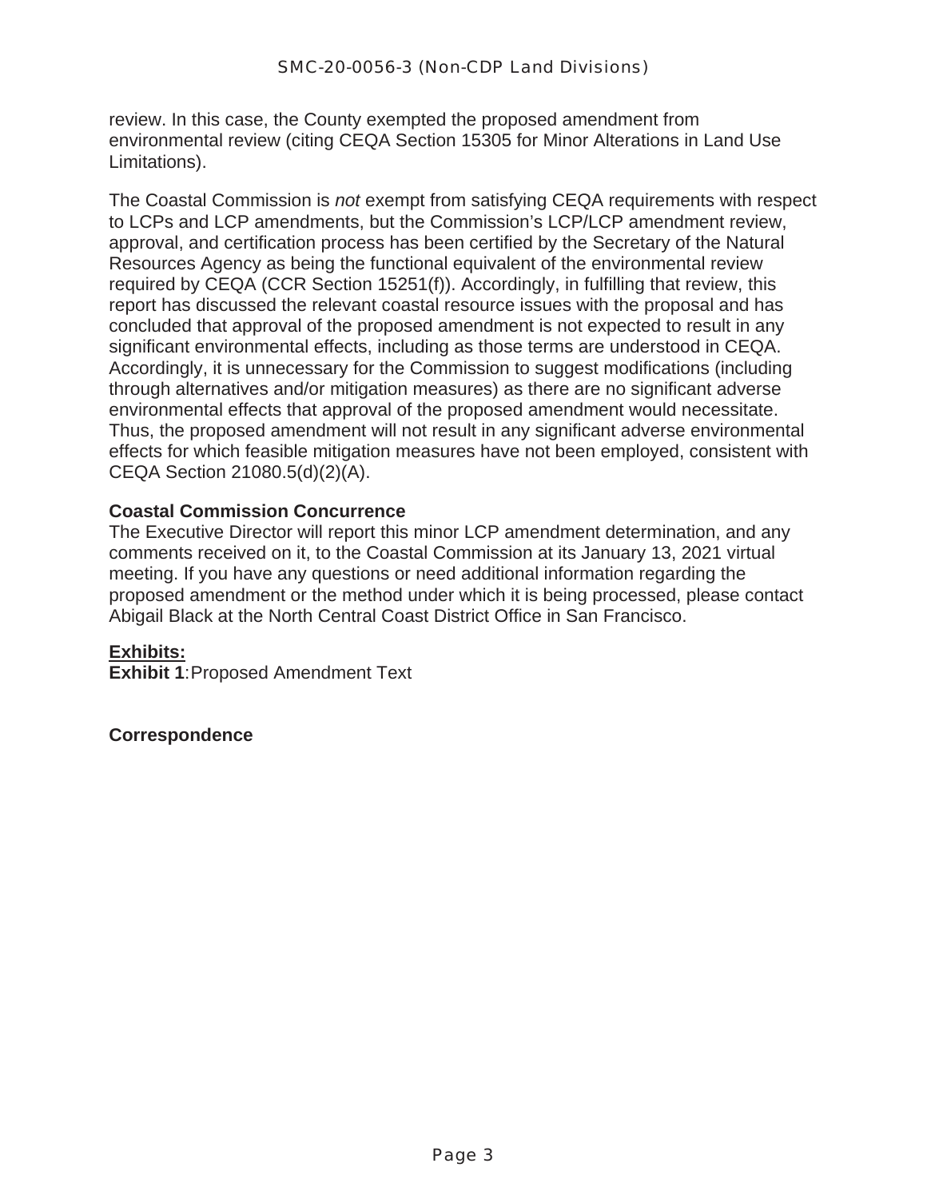review. In this case, the County exempted the proposed amendment from environmental review (citing CEQA Section 15305 for Minor Alterations in Land Use Limitations).

The Coastal Commission is *not* exempt from satisfying CEQA requirements with respect to LCPs and LCP amendments, but the Commission's LCP/LCP amendment review, approval, and certification process has been certified by the Secretary of the Natural Resources Agency as being the functional equivalent of the environmental review required by CEQA (CCR Section 15251(f)). Accordingly, in fulfilling that review, this report has discussed the relevant coastal resource issues with the proposal and has concluded that approval of the proposed amendment is not expected to result in any significant environmental effects, including as those terms are understood in CEQA. Accordingly, it is unnecessary for the Commission to suggest modifications (including through alternatives and/or mitigation measures) as there are no significant adverse environmental effects that approval of the proposed amendment would necessitate. Thus, the proposed amendment will not result in any significant adverse environmental effects for which feasible mitigation measures have not been employed, consistent with CEQA Section 21080.5(d)(2)(A).

**Coastal Commission Concurrence**

The Executive Director will report this minor LCP amendment determination, and any comments received on it, to the Coastal Commission at its January 13, 2021 virtual meeting. If you have any questions or need additional information regarding the proposed amendment or the method under which it is being processed, please contact Abigail Black at the North Central Coast District Office in San Francisco.

**Exhibits:**

**Exhibit 1**: Proposed Amendment Text

**Correspondence**